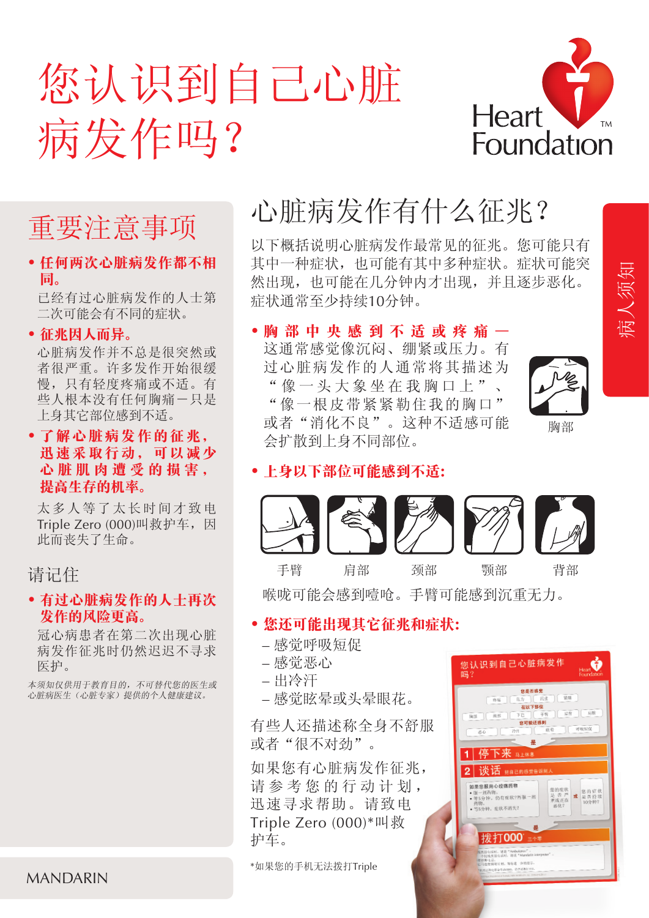# 您认识到自己心脏病发作吗？

Heart Foundation

## 重要注意事项

- **任何两次心脏病发作都不相同。**

  已经有过心脏病发作的人士第二次可能会有不同的症状。

- **征兆因人而异。**

  心脏病发作并不总是很突然或者很严重。许多发作开始很缓慢，只有轻度疼痛或不适。有些人根本没有任何胸痛－只是上身其它部位感到不适。

- **了解心脏病发作的征兆，迅速采取行动，可以减少心脏肌肉遭受的损害，提高生存的机率。**

  太多人等了太长时间才致电 Triple Zero (000)叫救护车，因此而丧失了生命。

### 请记住

- **有过心脏病发作的人士再次发作的风险更高。**

  冠心病患者在第二次出现心脏病发作征兆时仍然迟迟不寻求医护。

*本须知仅供用于教育目的，不可替代您的医生或心脏病医生（心脏专家）提供的个人健康建议。*

MANDARIN

## 心脏病发作有什么征兆？

病人须知

以下概括说明心脏病发作最常见的征兆。您可能只有其中一种症状，也可能有其中多种症状。症状可能突然出现，也可能在几分钟内才出现，并且逐步恶化。症状通常至少持续10分钟。

- **胸部中央感到不适或疼痛—** 这通常感觉像沉闷、绷紧或压力。有过心脏病发作的人通常将其描述为“像一头大象坐在我胸口上”、“像一根皮带紧紧勒住我的胸口”或者“消化不良”。这种不适感可能会扩散到上身不同部位。

  胸部

- **上身以下部位可能感到不适：**

  手臂　肩部　颈部　颚部　背部

  喉咙可能会感到噎呛。手臂可能感到沉重无力。

- **您还可能出现其它征兆和症状：**
  - – 感觉呼吸短促
  - – 感觉恶心
  - – 出冷汗
  - – 感觉眩晕或头晕眼花。

有些人还描述称全身不舒服或者“很不对劲”。

如果您有心脏病发作征兆，请参考您的行动计划，迅速寻求帮助。请致电 Triple Zero (000)*叫救护车。

*如果您的手机无法拨打Triple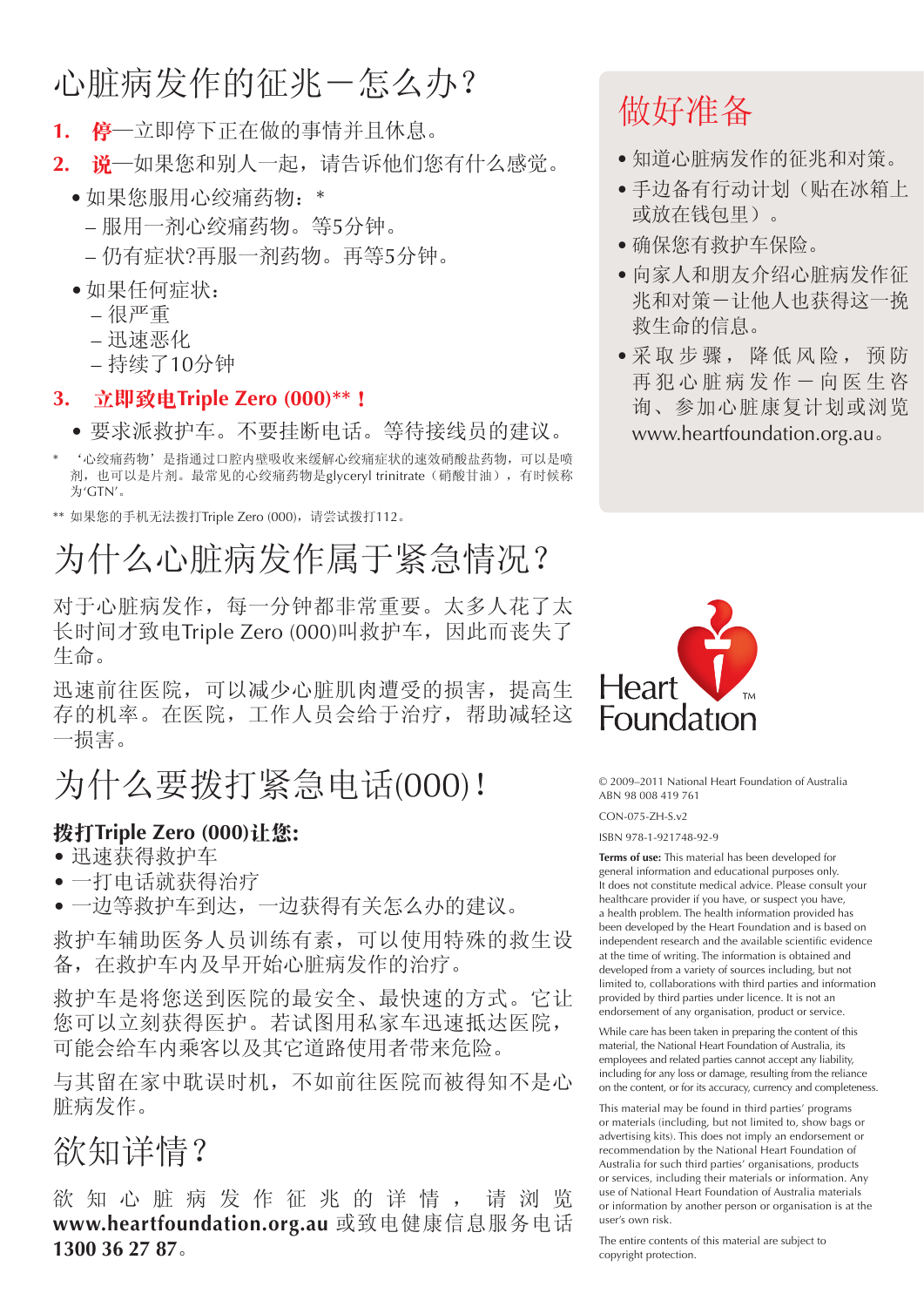# 心脏病发作的征兆－怎么办?

1. **停**—立即停下正在做的事情并且休息。
2. **说**—如果您和别人一起，请告诉他们您有什么感觉。
   - 如果您服用心绞痛药物：*
     – 服用一剂心绞痛药物。等5分钟。
     – 仍有症状?再服一剂药物。再等5分钟。
   - 如果任何症状：
     – 很严重
     – 迅速恶化
     – 持续了10分钟
3. **立即致电Triple Zero (000)**！**
   - 要求派救护车。不要挂断电话。等待接线员的建议。

\* ‘心绞痛药物’是指通过口腔内壁吸收来缓解心绞痛症状的速效硝酸盐药物，可以是喷剂，也可以是片剂。最常见的心绞痛药物是glyceryl trinitrate（硝酸甘油），有时候称为‘GTN’。

** 如果您的手机无法拨打Triple Zero (000)，请尝试拨打112。

# 为什么心脏病发作属于紧急情况?

对于心脏病发作，每一分钟都非常重要。太多人花了太长时间才致电Triple Zero (000)叫救护车，因此而丧失了生命。

迅速前往医院，可以减少心脏肌肉遭受的损害，提高生存的机率。在医院，工作人员会给予治疗，帮助减轻这一损害。

# 为什么要拨打紧急电话(000)!

**拨打Triple Zero (000)让您:**

- 迅速获得救护车
- 一打电话就获得治疗
- 一边等救护车到达，一边获得有关怎么办的建议。

救护车辅助医务人员训练有素，可以使用特殊的救生设备，在救护车内及早开始心脏病发作的治疗。

救护车是将您送到医院的最安全、最快速的方式。它让您可以立刻获得医护。若试图用私家车迅速抵达医院，可能会给车内乘客以及其它道路使用者带来危险。

与其留在家中耽误时机，不如前往医院而被得知不是心脏病发作。

# 欲知详情?

欲知心脏病发作征兆的详情，请浏览**www.heartfoundation.org.au** 或致电健康信息服务电话 **1300 36 27 87**。

## 做好准备

- 知道心脏病发作的征兆和对策。
- 手边备有行动计划（贴在冰箱上或放在钱包里）。
- 确保您有救护车保险。
- 向家人和朋友介绍心脏病发作征兆和对策－让他人也获得这一挽救生命的信息。
- 采取步骤，降低风险，预防再犯心脏病发作－向医生咨询、参加心脏康复计划或浏览www.heartfoundation.org.au。

Heart Foundation™

© 2009–2011 National Heart Foundation of Australia
ABN 98 008 419 761

CON-075-ZH-S.v2

ISBN 978-1-921748-92-9

**Terms of use:** This material has been developed for general information and educational purposes only. It does not constitute medical advice. Please consult your healthcare provider if you have, or suspect you have, a health problem. The health information provided has been developed by the Heart Foundation and is based on independent research and the available scientific evidence at the time of writing. The information is obtained and developed from a variety of sources including, but not limited to, collaborations with third parties and information provided by third parties under licence. It is not an endorsement of any organisation, product or service.

While care has been taken in preparing the content of this material, the National Heart Foundation of Australia, its employees and related parties cannot accept any liability, including for any loss or damage, resulting from the reliance on the content, or for its accuracy, currency and completeness.

This material may be found in third parties' programs or materials (including, but not limited to, show bags or advertising kits). This does not imply an endorsement or recommendation by the National Heart Foundation of Australia for such third parties' organisations, products or services, including their materials or information. Any use of National Heart Foundation of Australia materials or information by another person or organisation is at the user's own risk.

The entire contents of this material are subject to copyright protection.